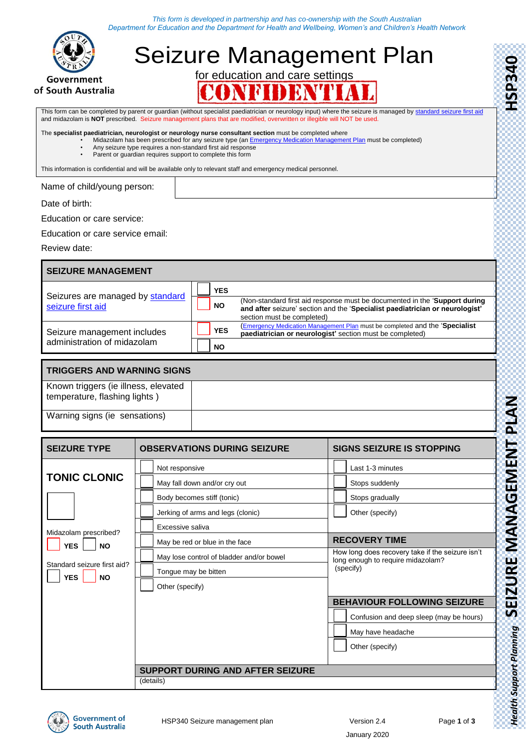*This form is developed in partnership and has co-ownership with the South Australian Department for Education and the Department for Health and Wellbeing, Women's and Children's Health Network*

Government of South Australia

# Seizure Management Plan

for education and care settings

**CONFIDENTIAL**

**HSP340**

This form can be completed by parent or guardian (without specialist paediatrician or neurology input) where the seizure is managed by standard seizure first aid and midazolam is **NOT** prescribed. Seizure management plans that are modified, overwritten or illegible will NOT be used.

The **specialist paediatrician, neurologist or neurology nurse consultant section** must be completed where

- Midazolam has been prescribed for any seizure type (an Emergency Medication Management Plan must be completed)
- Any seizure type requires a non-standard first aid response
- Parent or guardian requires support to complete this form

This information is confidential and will be available only to relevant staff and emergency medical personnel.

Name of child/young person:

Date of birth:

Education or care service:

Education or care service email:

Review date:

| SEIZURE MANAGEMENT | | |
|---|---|---|
| Seizures are managed by standard seizure first aid | ☐ YES | |
| | ☐ NO | (Non-standard first aid response must be documented in the '**Support during and after** seizure' section and the '**Specialist paediatrician or neurologist**' section must be completed) |
| Seizure management includes administration of midazolam | ☐ YES | (Emergency Medication Management Plan must be completed and the '**Specialist paediatrician or neurologist'** section must be completed) |
| | ☐ NO | |

| TRIGGERS AND WARNING SIGNS | |
|---|---|
| Known triggers (ie illness, elevated temperature, flashing lights ) | |
| Warning signs (ie sensations) | |

| SEIZURE TYPE | OBSERVATIONS DURING SEIZURE | SIGNS SEIZURE IS STOPPING |
|---|---|---|
| **TONIC CLONIC** ☐ | ☐ Not responsive | ☐ Last 1-3 minutes |
| | ☐ May fall down and/or cry out | ☐ Stops suddenly |
| | ☐ Body becomes stiff (tonic) | ☐ Stops gradually |
| | ☐ Jerking of arms and legs (clonic) | ☐ Other (specify) |
| Midazolam prescribed? ☐ YES ☐ NO | ☐ Excessive saliva | |
| | ☐ May be red or blue in the face | **RECOVERY TIME** |
| Standard seizure first aid? ☐ YES ☐ NO | ☐ May lose control of bladder and/or bowel | How long does recovery take if the seizure isn't long enough to require midazolam? (specify) |
| | ☐ Tongue may be bitten | |
| | ☐ Other (specify) | |
| | | **BEHAVIOUR FOLLOWING SEIZURE** |
| | | ☐ Confusion and deep sleep (may be hours) |
| | | ☐ May have headache |
| | | ☐ Other (specify) |
| | **SUPPORT DURING AND AFTER SEIZURE** | |
| | (details) | |

*Health Support Planning* **SEIZURE MANAGEMENT PLAN**

HSP340 Seizure management plan — Version 2.4 — January 2020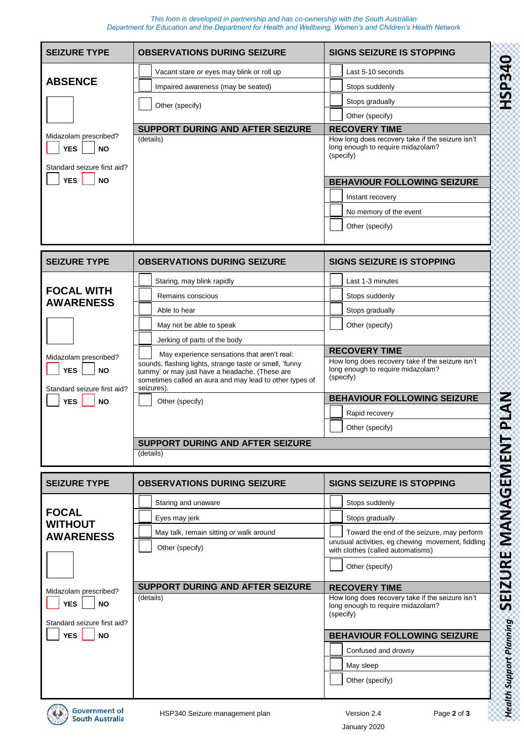*This form is developed in partnership and has co-ownership with the South Australian Department for Education and the Department for Health and Wellbeing, Women's and Children's Health Network*

| SEIZURE TYPE | OBSERVATIONS DURING SEIZURE | SIGNS SEIZURE IS STOPPING |
|---|---|---|
| **ABSENCE** ☐ | ☐ Vacant stare or eyes may blink or roll up | ☐ Last 5-10 seconds |
| | ☐ Impaired awareness (may be seated) | ☐ Stops suddenly |
| | ☐ Other (specify) | ☐ Stops gradually |
| | | ☐ Other (specify) |
| Midazolam prescribed? ☐ YES ☐ NO | **SUPPORT DURING AND AFTER SEIZURE** | **RECOVERY TIME** |
| Standard seizure first aid? ☐ YES ☐ NO | (details) | How long does recovery take if the seizure isn't long enough to require midazolam? (specify) |
| | | **BEHAVIOUR FOLLOWING SEIZURE** |
| | | ☐ Instant recovery |
| | | ☐ No memory of the event |
| | | ☐ Other (specify) |

| SEIZURE TYPE | OBSERVATIONS DURING SEIZURE | SIGNS SEIZURE IS STOPPING |
|---|---|---|
| **FOCAL WITH AWARENESS** ☐ | ☐ Staring, may blink rapidly | ☐ Last 1-3 minutes |
| | ☐ Remains conscious | ☐ Stops suddenly |
| | ☐ Able to hear | ☐ Stops gradually |
| | ☐ May not be able to speak | ☐ Other (specify) |
| | ☐ Jerking of parts of the body | |
| Midazolam prescribed? ☐ YES ☐ NO | ☐ May experience sensations that aren't real: sounds, flashing lights, strange taste or smell, 'funny tummy' or may just have a headache. (These are sometimes called an aura and may lead to other types of seizures). | **RECOVERY TIME** How long does recovery take if the seizure isn't long enough to require midazolam? (specify) |
| Standard seizure first aid? ☐ YES ☐ NO | ☐ Other (specify) | **BEHAVIOUR FOLLOWING SEIZURE** |
| | | ☐ Rapid recovery |
| | | ☐ Other (specify) |
| | **SUPPORT DURING AND AFTER SEIZURE** (details) | |

| SEIZURE TYPE | OBSERVATIONS DURING SEIZURE | SIGNS SEIZURE IS STOPPING |
|---|---|---|
| **FOCAL WITHOUT AWARENESS** ☐ | ☐ Staring and unaware | ☐ Stops suddenly |
| | ☐ Eyes may jerk | ☐ Stops gradually |
| | ☐ May talk, remain sitting or walk around | ☐ Toward the end of the seizure, may perform unusual activities, eg chewing movement, fiddling with clothes (called automatisms) |
| | ☐ Other (specify) | ☐ Other (specify) |
| Midazolam prescribed? ☐ YES ☐ NO | **SUPPORT DURING AND AFTER SEIZURE** | **RECOVERY TIME** |
| Standard seizure first aid? ☐ YES ☐ NO | (details) | How long does recovery take if the seizure isn't long enough to require midazolam? (specify) |
| | | **BEHAVIOUR FOLLOWING SEIZURE** |
| | | ☐ Confused and drowsy |
| | | ☐ May sleep |
| | | ☐ Other (specify) |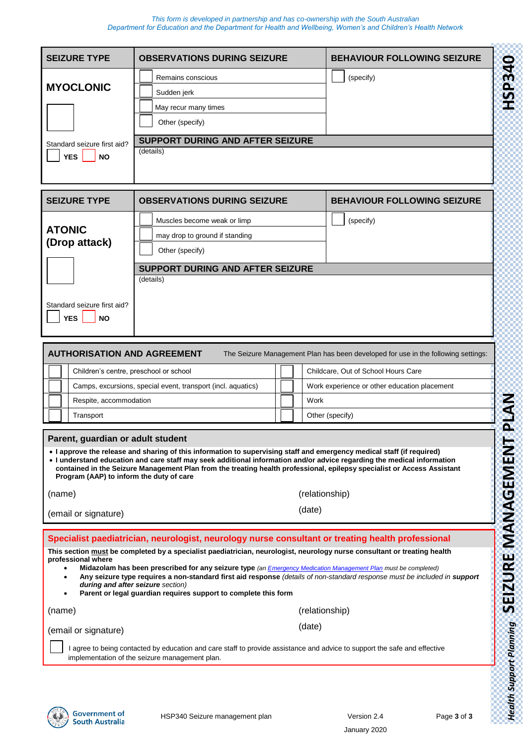*This form is developed in partnership and has co-ownership with the South Australian Department for Education and the Department for Health and Wellbeing, Women's and Children's Health Network*

| SEIZURE TYPE | OBSERVATIONS DURING SEIZURE | BEHAVIOUR FOLLOWING SEIZURE |
| --- | --- | --- |
| **MYOCLONIC** ☐ | ☐ Remains conscious<br>☐ Sudden jerk<br>☐ May recur many times<br>☐ Other (specify) | ☐ (specify) |
| Standard seizure first aid? ☐ **YES** ☐ **NO** | **SUPPORT DURING AND AFTER SEIZURE**<br>(details) | |

| SEIZURE TYPE | OBSERVATIONS DURING SEIZURE | BEHAVIOUR FOLLOWING SEIZURE |
| --- | --- | --- |
| **ATONIC (Drop attack)** ☐ | ☐ Muscles become weak or limp<br>☐ may drop to ground if standing<br>☐ Other (specify) | ☐ (specify) |
| Standard seizure first aid? ☐ **YES** ☐ **NO** | **SUPPORT DURING AND AFTER SEIZURE**<br>(details) | |

## AUTHORISATION AND AGREEMENT

The Seizure Management Plan has been developed for use in the following settings:

| | | | |
| --- | --- | --- | --- |
| ☐ | Children's centre, preschool or school | ☐ | Childcare, Out of School Hours Care |
| ☐ | Camps, excursions, special event, transport (incl. aquatics) | ☐ | Work experience or other education placement |
| ☐ | Respite, accommodation | ☐ | Work |
| ☐ | Transport | ☐ | Other (specify) |

### Parent, guardian or adult student

- **I approve the release and sharing of this information to supervising staff and emergency medical staff (if required)**
- **I understand education and care staff may seek additional information and/or advice regarding the medical information contained in the Seizure Management Plan from the treating health professional, epilepsy specialist or Access Assistant Program (AAP) to inform the duty of care**

(name) (relationship)

(email or signature) (date)

### Specialist paediatrician, neurologist, neurology nurse consultant or treating health professional

**This section must be completed by a specialist paediatrician, neurologist, neurology nurse consultant or treating health professional where**

- **Midazolam has been prescribed for any seizure type** *(an Emergency Medication Management Plan must be completed)*
- **Any seizure type requires a non-standard first aid response** *(details of non-standard response must be included in* ***support during and after seizure*** *section)*
- **Parent or legal guardian requires support to complete this form**

(name) (relationship)

(email or signature) (date)

☐ I agree to being contacted by education and care staff to provide assistance and advice to support the safe and effective implementation of the seizure management plan.

HSP340 Seizure management plan Version 2.4 January 2020